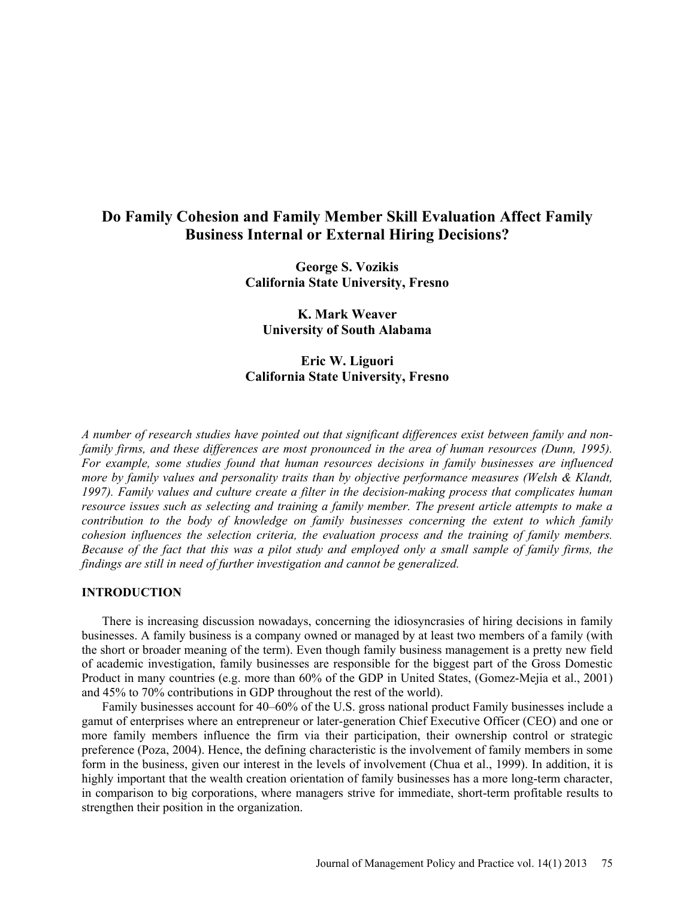# Do Family Cohesion and Family Member Skill Evaluation Affect Family Business Internal or External Hiring Decisions?

**George S. Vozikis**
**California State University, Fresno**

**K. Mark Weaver**
**University of South Alabama**

**Eric W. Liguori**
**California State University, Fresno**

*A number of research studies have pointed out that significant differences exist between family and non-family firms, and these differences are most pronounced in the area of human resources (Dunn, 1995). For example, some studies found that human resources decisions in family businesses are influenced more by family values and personality traits than by objective performance measures (Welsh & Klandt, 1997). Family values and culture create a filter in the decision-making process that complicates human resource issues such as selecting and training a family member. The present article attempts to make a contribution to the body of knowledge on family businesses concerning the extent to which family cohesion influences the selection criteria, the evaluation process and the training of family members. Because of the fact that this was a pilot study and employed only a small sample of family firms, the findings are still in need of further investigation and cannot be generalized.*

## INTRODUCTION

There is increasing discussion nowadays, concerning the idiosyncrasies of hiring decisions in family businesses. A family business is a company owned or managed by at least two members of a family (with the short or broader meaning of the term). Even though family business management is a pretty new field of academic investigation, family businesses are responsible for the biggest part of the Gross Domestic Product in many countries (e.g. more than 60% of the GDP in United States, (Gomez-Mejia et al., 2001) and 45% to 70% contributions in GDP throughout the rest of the world).

Family businesses account for 40–60% of the U.S. gross national product Family businesses include a gamut of enterprises where an entrepreneur or later-generation Chief Executive Officer (CEO) and one or more family members influence the firm via their participation, their ownership control or strategic preference (Poza, 2004). Hence, the defining characteristic is the involvement of family members in some form in the business, given our interest in the levels of involvement (Chua et al., 1999). In addition, it is highly important that the wealth creation orientation of family businesses has a more long-term character, in comparison to big corporations, where managers strive for immediate, short-term profitable results to strengthen their position in the organization.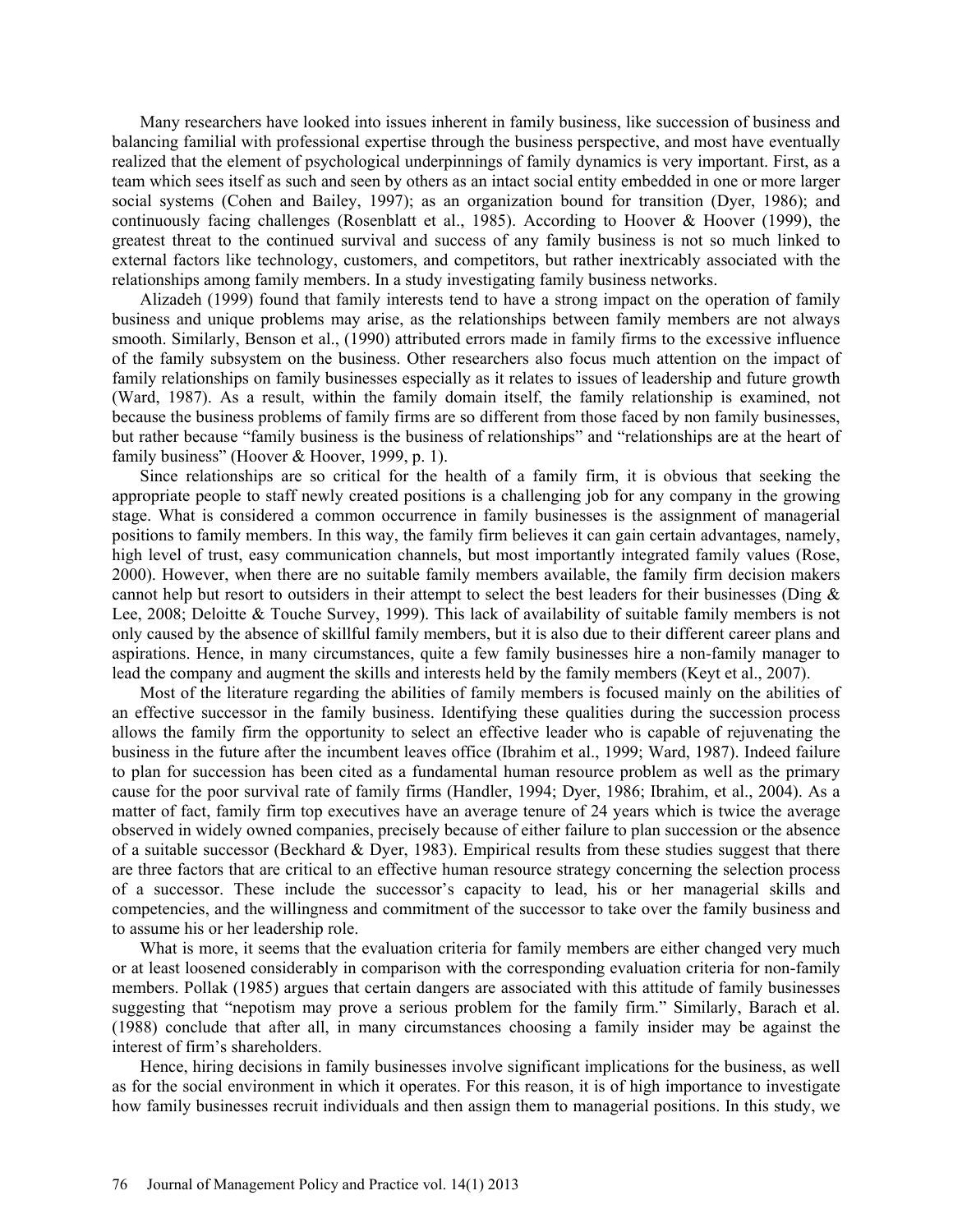Many researchers have looked into issues inherent in family business, like succession of business and balancing familial with professional expertise through the business perspective, and most have eventually realized that the element of psychological underpinnings of family dynamics is very important. First, as a team which sees itself as such and seen by others as an intact social entity embedded in one or more larger social systems (Cohen and Bailey, 1997); as an organization bound for transition (Dyer, 1986); and continuously facing challenges (Rosenblatt et al., 1985). According to Hoover & Hoover (1999), the greatest threat to the continued survival and success of any family business is not so much linked to external factors like technology, customers, and competitors, but rather inextricably associated with the relationships among family members. In a study investigating family business networks.

Alizadeh (1999) found that family interests tend to have a strong impact on the operation of family business and unique problems may arise, as the relationships between family members are not always smooth. Similarly, Benson et al., (1990) attributed errors made in family firms to the excessive influence of the family subsystem on the business. Other researchers also focus much attention on the impact of family relationships on family businesses especially as it relates to issues of leadership and future growth (Ward, 1987). As a result, within the family domain itself, the family relationship is examined, not because the business problems of family firms are so different from those faced by non family businesses, but rather because "family business is the business of relationships" and "relationships are at the heart of family business" (Hoover & Hoover, 1999, p. 1).

Since relationships are so critical for the health of a family firm, it is obvious that seeking the appropriate people to staff newly created positions is a challenging job for any company in the growing stage. What is considered a common occurrence in family businesses is the assignment of managerial positions to family members. In this way, the family firm believes it can gain certain advantages, namely, high level of trust, easy communication channels, but most importantly integrated family values (Rose, 2000). However, when there are no suitable family members available, the family firm decision makers cannot help but resort to outsiders in their attempt to select the best leaders for their businesses (Ding & Lee, 2008; Deloitte & Touche Survey, 1999). This lack of availability of suitable family members is not only caused by the absence of skillful family members, but it is also due to their different career plans and aspirations. Hence, in many circumstances, quite a few family businesses hire a non-family manager to lead the company and augment the skills and interests held by the family members (Keyt et al., 2007).

Most of the literature regarding the abilities of family members is focused mainly on the abilities of an effective successor in the family business. Identifying these qualities during the succession process allows the family firm the opportunity to select an effective leader who is capable of rejuvenating the business in the future after the incumbent leaves office (Ibrahim et al., 1999; Ward, 1987). Indeed failure to plan for succession has been cited as a fundamental human resource problem as well as the primary cause for the poor survival rate of family firms (Handler, 1994; Dyer, 1986; Ibrahim, et al., 2004). As a matter of fact, family firm top executives have an average tenure of 24 years which is twice the average observed in widely owned companies, precisely because of either failure to plan succession or the absence of a suitable successor (Beckhard & Dyer, 1983). Empirical results from these studies suggest that there are three factors that are critical to an effective human resource strategy concerning the selection process of a successor. These include the successor's capacity to lead, his or her managerial skills and competencies, and the willingness and commitment of the successor to take over the family business and to assume his or her leadership role.

What is more, it seems that the evaluation criteria for family members are either changed very much or at least loosened considerably in comparison with the corresponding evaluation criteria for non-family members. Pollak (1985) argues that certain dangers are associated with this attitude of family businesses suggesting that "nepotism may prove a serious problem for the family firm." Similarly, Barach et al. (1988) conclude that after all, in many circumstances choosing a family insider may be against the interest of firm's shareholders.

Hence, hiring decisions in family businesses involve significant implications for the business, as well as for the social environment in which it operates. For this reason, it is of high importance to investigate how family businesses recruit individuals and then assign them to managerial positions. In this study, we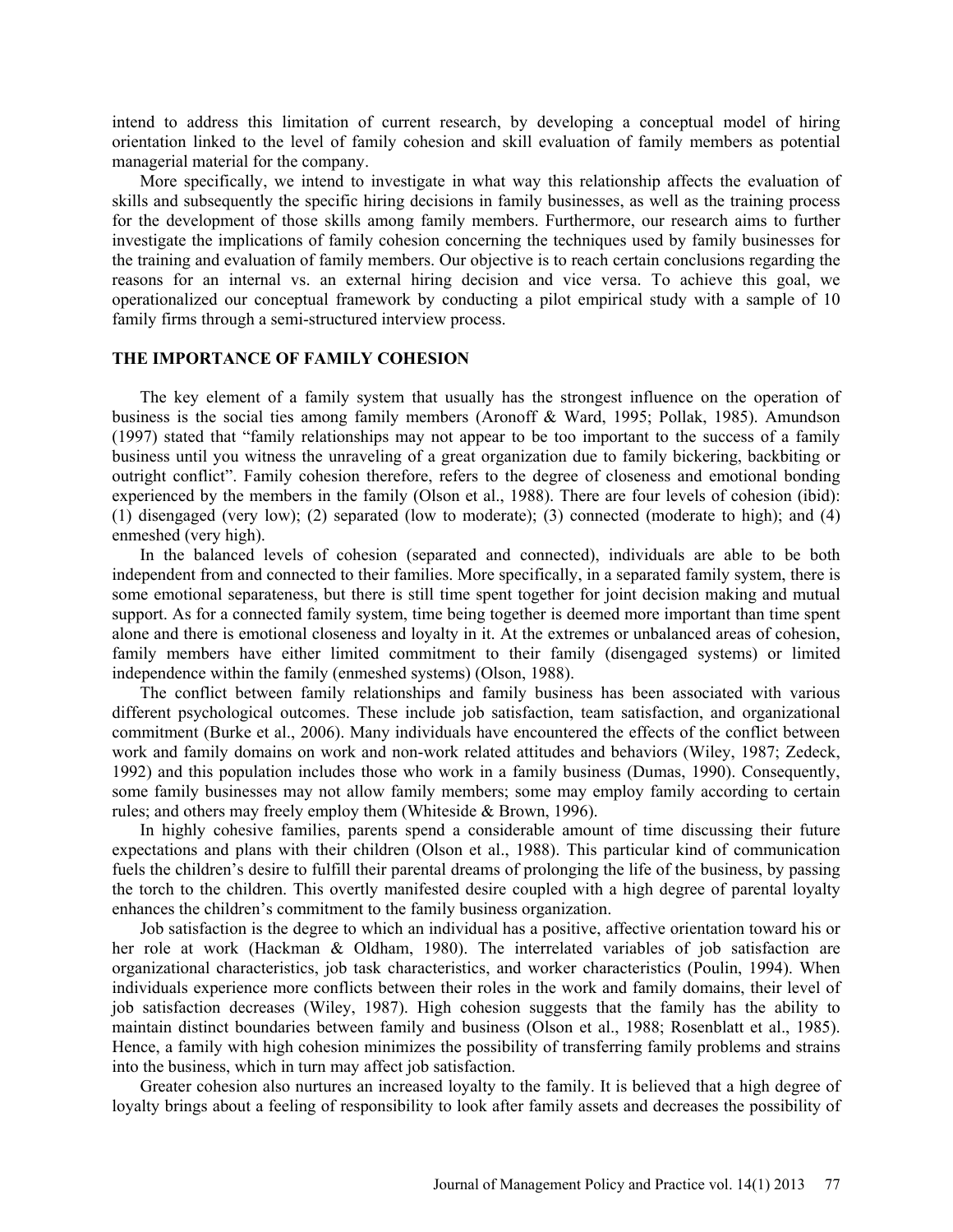intend to address this limitation of current research, by developing a conceptual model of hiring orientation linked to the level of family cohesion and skill evaluation of family members as potential managerial material for the company.

More specifically, we intend to investigate in what way this relationship affects the evaluation of skills and subsequently the specific hiring decisions in family businesses, as well as the training process for the development of those skills among family members. Furthermore, our research aims to further investigate the implications of family cohesion concerning the techniques used by family businesses for the training and evaluation of family members. Our objective is to reach certain conclusions regarding the reasons for an internal vs. an external hiring decision and vice versa. To achieve this goal, we operationalized our conceptual framework by conducting a pilot empirical study with a sample of 10 family firms through a semi-structured interview process.

## THE IMPORTANCE OF FAMILY COHESION

The key element of a family system that usually has the strongest influence on the operation of business is the social ties among family members (Aronoff & Ward, 1995; Pollak, 1985). Amundson (1997) stated that "family relationships may not appear to be too important to the success of a family business until you witness the unraveling of a great organization due to family bickering, backbiting or outright conflict". Family cohesion therefore, refers to the degree of closeness and emotional bonding experienced by the members in the family (Olson et al., 1988). There are four levels of cohesion (ibid): (1) disengaged (very low); (2) separated (low to moderate); (3) connected (moderate to high); and (4) enmeshed (very high).

In the balanced levels of cohesion (separated and connected), individuals are able to be both independent from and connected to their families. More specifically, in a separated family system, there is some emotional separateness, but there is still time spent together for joint decision making and mutual support. As for a connected family system, time being together is deemed more important than time spent alone and there is emotional closeness and loyalty in it. At the extremes or unbalanced areas of cohesion, family members have either limited commitment to their family (disengaged systems) or limited independence within the family (enmeshed systems) (Olson, 1988).

The conflict between family relationships and family business has been associated with various different psychological outcomes. These include job satisfaction, team satisfaction, and organizational commitment (Burke et al., 2006). Many individuals have encountered the effects of the conflict between work and family domains on work and non-work related attitudes and behaviors (Wiley, 1987; Zedeck, 1992) and this population includes those who work in a family business (Dumas, 1990). Consequently, some family businesses may not allow family members; some may employ family according to certain rules; and others may freely employ them (Whiteside & Brown, 1996).

In highly cohesive families, parents spend a considerable amount of time discussing their future expectations and plans with their children (Olson et al., 1988). This particular kind of communication fuels the children's desire to fulfill their parental dreams of prolonging the life of the business, by passing the torch to the children. This overtly manifested desire coupled with a high degree of parental loyalty enhances the children's commitment to the family business organization.

Job satisfaction is the degree to which an individual has a positive, affective orientation toward his or her role at work (Hackman & Oldham, 1980). The interrelated variables of job satisfaction are organizational characteristics, job task characteristics, and worker characteristics (Poulin, 1994). When individuals experience more conflicts between their roles in the work and family domains, their level of job satisfaction decreases (Wiley, 1987). High cohesion suggests that the family has the ability to maintain distinct boundaries between family and business (Olson et al., 1988; Rosenblatt et al., 1985). Hence, a family with high cohesion minimizes the possibility of transferring family problems and strains into the business, which in turn may affect job satisfaction.

Greater cohesion also nurtures an increased loyalty to the family. It is believed that a high degree of loyalty brings about a feeling of responsibility to look after family assets and decreases the possibility of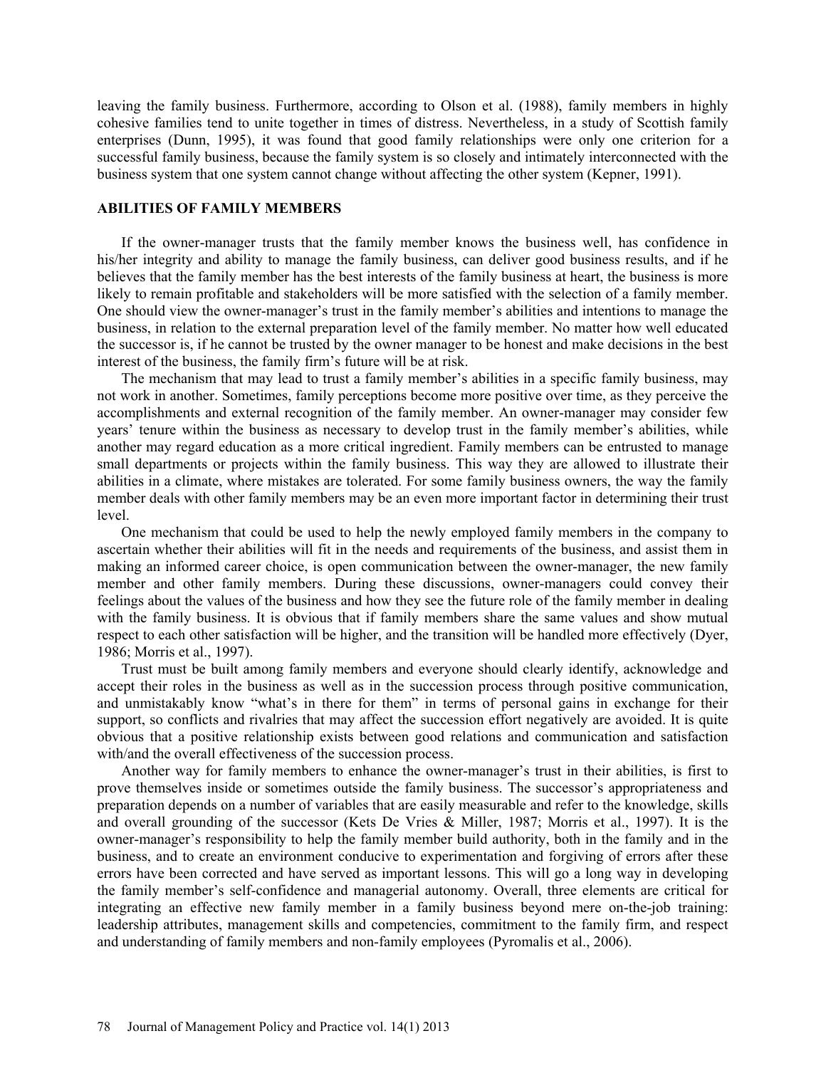leaving the family business. Furthermore, according to Olson et al. (1988), family members in highly cohesive families tend to unite together in times of distress. Nevertheless, in a study of Scottish family enterprises (Dunn, 1995), it was found that good family relationships were only one criterion for a successful family business, because the family system is so closely and intimately interconnected with the business system that one system cannot change without affecting the other system (Kepner, 1991).

## ABILITIES OF FAMILY MEMBERS

If the owner-manager trusts that the family member knows the business well, has confidence in his/her integrity and ability to manage the family business, can deliver good business results, and if he believes that the family member has the best interests of the family business at heart, the business is more likely to remain profitable and stakeholders will be more satisfied with the selection of a family member. One should view the owner-manager's trust in the family member's abilities and intentions to manage the business, in relation to the external preparation level of the family member. No matter how well educated the successor is, if he cannot be trusted by the owner manager to be honest and make decisions in the best interest of the business, the family firm's future will be at risk.

The mechanism that may lead to trust a family member's abilities in a specific family business, may not work in another. Sometimes, family perceptions become more positive over time, as they perceive the accomplishments and external recognition of the family member. An owner-manager may consider few years' tenure within the business as necessary to develop trust in the family member's abilities, while another may regard education as a more critical ingredient. Family members can be entrusted to manage small departments or projects within the family business. This way they are allowed to illustrate their abilities in a climate, where mistakes are tolerated. For some family business owners, the way the family member deals with other family members may be an even more important factor in determining their trust level.

One mechanism that could be used to help the newly employed family members in the company to ascertain whether their abilities will fit in the needs and requirements of the business, and assist them in making an informed career choice, is open communication between the owner-manager, the new family member and other family members. During these discussions, owner-managers could convey their feelings about the values of the business and how they see the future role of the family member in dealing with the family business. It is obvious that if family members share the same values and show mutual respect to each other satisfaction will be higher, and the transition will be handled more effectively (Dyer, 1986; Morris et al., 1997).

Trust must be built among family members and everyone should clearly identify, acknowledge and accept their roles in the business as well as in the succession process through positive communication, and unmistakably know "what's in there for them" in terms of personal gains in exchange for their support, so conflicts and rivalries that may affect the succession effort negatively are avoided. It is quite obvious that a positive relationship exists between good relations and communication and satisfaction with/and the overall effectiveness of the succession process.

Another way for family members to enhance the owner-manager's trust in their abilities, is first to prove themselves inside or sometimes outside the family business. The successor's appropriateness and preparation depends on a number of variables that are easily measurable and refer to the knowledge, skills and overall grounding of the successor (Kets De Vries & Miller, 1987; Morris et al., 1997). It is the owner-manager's responsibility to help the family member build authority, both in the family and in the business, and to create an environment conducive to experimentation and forgiving of errors after these errors have been corrected and have served as important lessons. This will go a long way in developing the family member's self-confidence and managerial autonomy. Overall, three elements are critical for integrating an effective new family member in a family business beyond mere on-the-job training: leadership attributes, management skills and competencies, commitment to the family firm, and respect and understanding of family members and non-family employees (Pyromalis et al., 2006).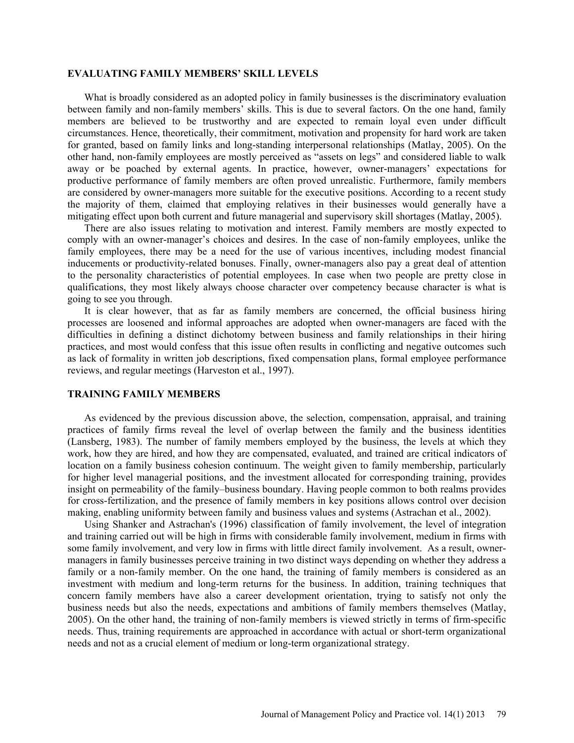## EVALUATING FAMILY MEMBERS' SKILL LEVELS

What is broadly considered as an adopted policy in family businesses is the discriminatory evaluation between family and non-family members' skills. This is due to several factors. On the one hand, family members are believed to be trustworthy and are expected to remain loyal even under difficult circumstances. Hence, theoretically, their commitment, motivation and propensity for hard work are taken for granted, based on family links and long-standing interpersonal relationships (Matlay, 2005). On the other hand, non-family employees are mostly perceived as "assets on legs" and considered liable to walk away or be poached by external agents. In practice, however, owner-managers' expectations for productive performance of family members are often proved unrealistic. Furthermore, family members are considered by owner-managers more suitable for the executive positions. According to a recent study the majority of them, claimed that employing relatives in their businesses would generally have a mitigating effect upon both current and future managerial and supervisory skill shortages (Matlay, 2005).

There are also issues relating to motivation and interest. Family members are mostly expected to comply with an owner-manager's choices and desires. In the case of non-family employees, unlike the family employees, there may be a need for the use of various incentives, including modest financial inducements or productivity-related bonuses. Finally, owner-managers also pay a great deal of attention to the personality characteristics of potential employees. In case when two people are pretty close in qualifications, they most likely always choose character over competency because character is what is going to see you through.

It is clear however, that as far as family members are concerned, the official business hiring processes are loosened and informal approaches are adopted when owner-managers are faced with the difficulties in defining a distinct dichotomy between business and family relationships in their hiring practices, and most would confess that this issue often results in conflicting and negative outcomes such as lack of formality in written job descriptions, fixed compensation plans, formal employee performance reviews, and regular meetings (Harveston et al., 1997).

## TRAINING FAMILY MEMBERS

As evidenced by the previous discussion above, the selection, compensation, appraisal, and training practices of family firms reveal the level of overlap between the family and the business identities (Lansberg, 1983). The number of family members employed by the business, the levels at which they work, how they are hired, and how they are compensated, evaluated, and trained are critical indicators of location on a family business cohesion continuum. The weight given to family membership, particularly for higher level managerial positions, and the investment allocated for corresponding training, provides insight on permeability of the family–business boundary. Having people common to both realms provides for cross-fertilization, and the presence of family members in key positions allows control over decision making, enabling uniformity between family and business values and systems (Astrachan et al., 2002).

Using Shanker and Astrachan's (1996) classification of family involvement, the level of integration and training carried out will be high in firms with considerable family involvement, medium in firms with some family involvement, and very low in firms with little direct family involvement. As a result, owner-managers in family businesses perceive training in two distinct ways depending on whether they address a family or a non-family member. On the one hand, the training of family members is considered as an investment with medium and long-term returns for the business. In addition, training techniques that concern family members have also a career development orientation, trying to satisfy not only the business needs but also the needs, expectations and ambitions of family members themselves (Matlay, 2005). On the other hand, the training of non-family members is viewed strictly in terms of firm-specific needs. Thus, training requirements are approached in accordance with actual or short-term organizational needs and not as a crucial element of medium or long-term organizational strategy.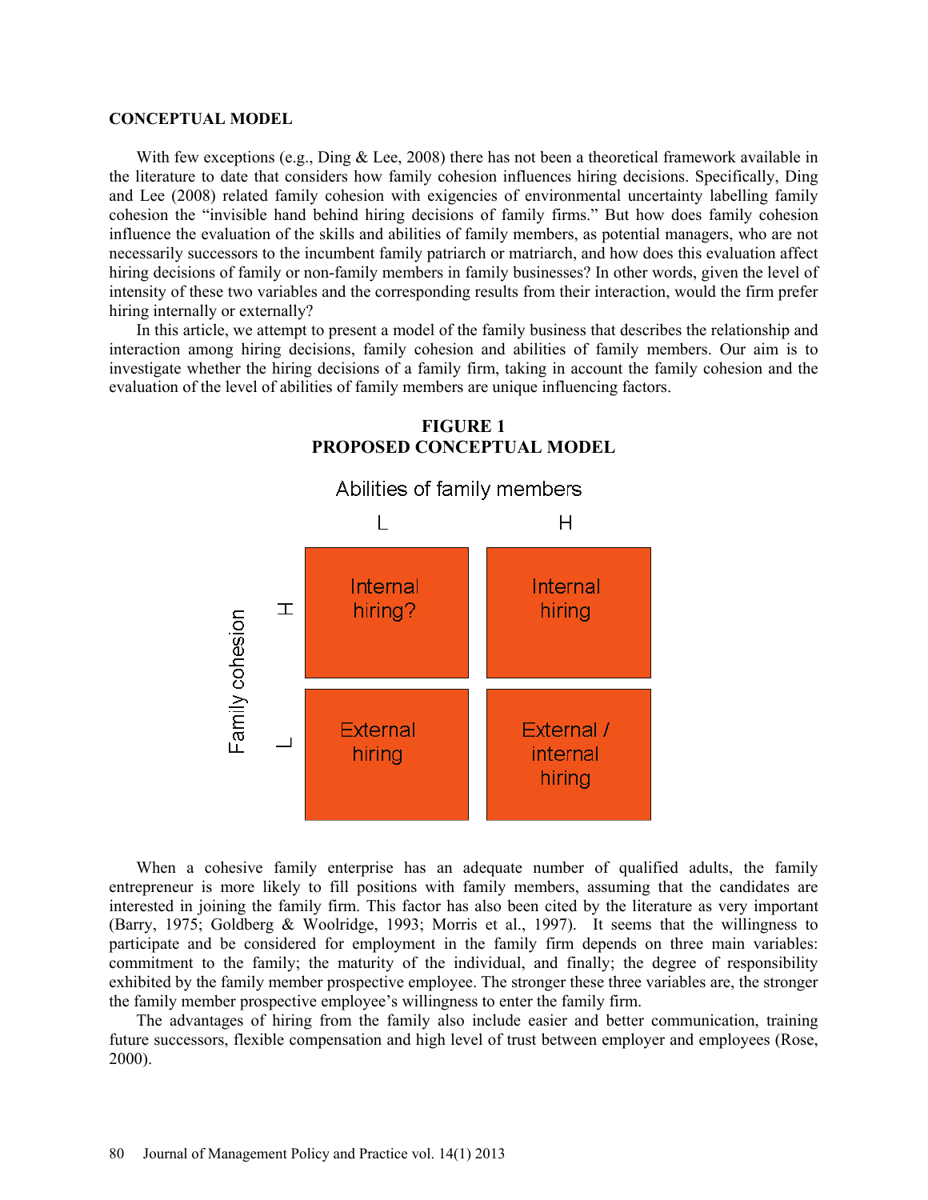## CONCEPTUAL MODEL

With few exceptions (e.g., Ding & Lee, 2008) there has not been a theoretical framework available in the literature to date that considers how family cohesion influences hiring decisions. Specifically, Ding and Lee (2008) related family cohesion with exigencies of environmental uncertainty labelling family cohesion the "invisible hand behind hiring decisions of family firms." But how does family cohesion influence the evaluation of the skills and abilities of family members, as potential managers, who are not necessarily successors to the incumbent family patriarch or matriarch, and how does this evaluation affect hiring decisions of family or non-family members in family businesses? In other words, given the level of intensity of these two variables and the corresponding results from their interaction, would the firm prefer hiring internally or externally?

In this article, we attempt to present a model of the family business that describes the relationship and interaction among hiring decisions, family cohesion and abilities of family members. Our aim is to investigate whether the hiring decisions of a family firm, taking in account the family cohesion and the evaluation of the level of abilities of family members are unique influencing factors.

**FIGURE 1**
**PROPOSED CONCEPTUAL MODEL**

| Family cohesion \ Abilities of family members | L | H |
|---|---|---|
| H | Internal hiring? | Internal hiring |
| L | External hiring | External / internal hiring |

When a cohesive family enterprise has an adequate number of qualified adults, the family entrepreneur is more likely to fill positions with family members, assuming that the candidates are interested in joining the family firm. This factor has also been cited by the literature as very important (Barry, 1975; Goldberg & Woolridge, 1993; Morris et al., 1997). It seems that the willingness to participate and be considered for employment in the family firm depends on three main variables: commitment to the family; the maturity of the individual, and finally; the degree of responsibility exhibited by the family member prospective employee. The stronger these three variables are, the stronger the family member prospective employee's willingness to enter the family firm.

The advantages of hiring from the family also include easier and better communication, training future successors, flexible compensation and high level of trust between employer and employees (Rose, 2000).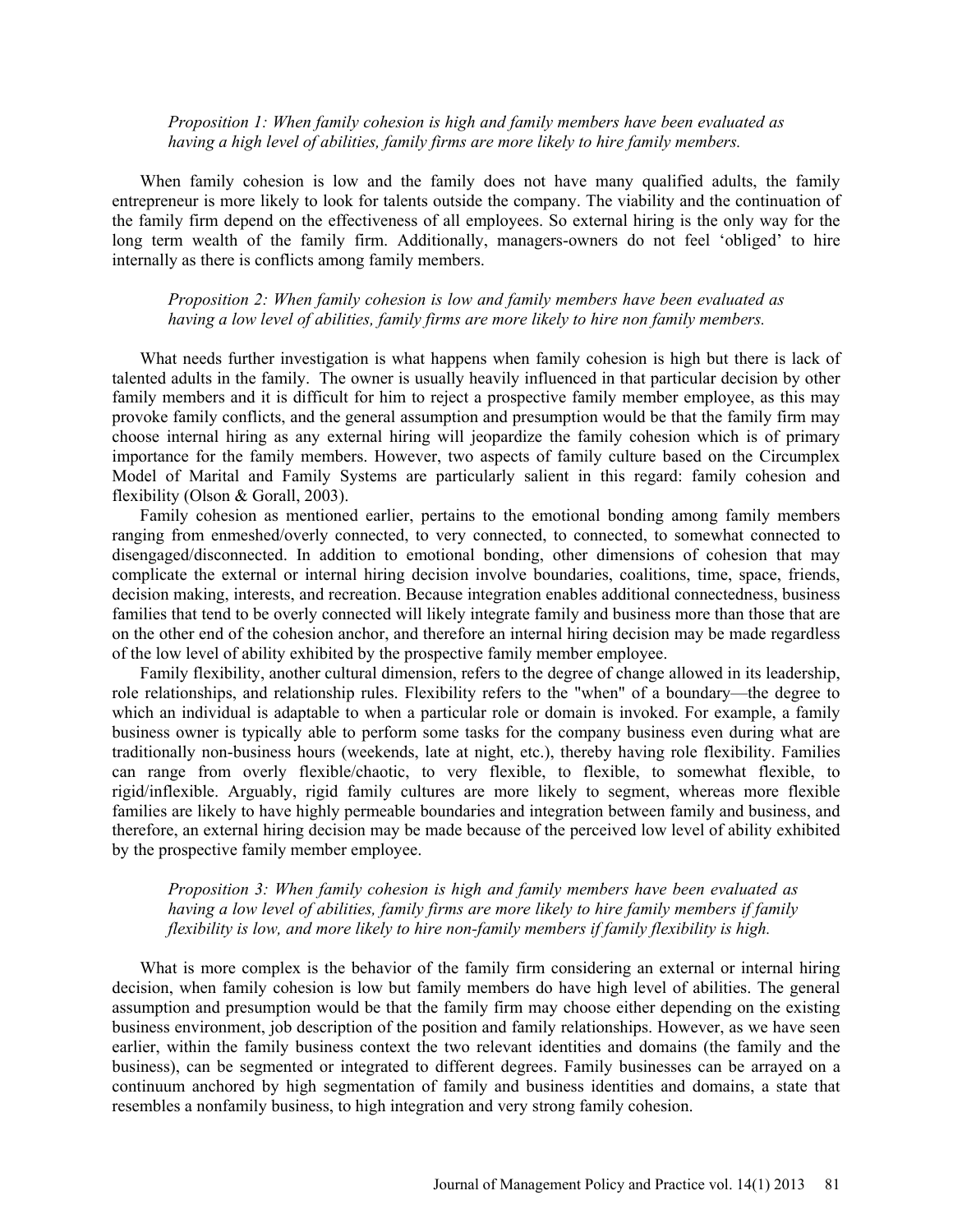*Proposition 1: When family cohesion is high and family members have been evaluated as having a high level of abilities, family firms are more likely to hire family members.*

When family cohesion is low and the family does not have many qualified adults, the family entrepreneur is more likely to look for talents outside the company. The viability and the continuation of the family firm depend on the effectiveness of all employees. So external hiring is the only way for the long term wealth of the family firm. Additionally, managers-owners do not feel 'obliged' to hire internally as there is conflicts among family members.

*Proposition 2: When family cohesion is low and family members have been evaluated as having a low level of abilities, family firms are more likely to hire non family members.*

What needs further investigation is what happens when family cohesion is high but there is lack of talented adults in the family. The owner is usually heavily influenced in that particular decision by other family members and it is difficult for him to reject a prospective family member employee, as this may provoke family conflicts, and the general assumption and presumption would be that the family firm may choose internal hiring as any external hiring will jeopardize the family cohesion which is of primary importance for the family members. However, two aspects of family culture based on the Circumplex Model of Marital and Family Systems are particularly salient in this regard: family cohesion and flexibility (Olson & Gorall, 2003).

Family cohesion as mentioned earlier, pertains to the emotional bonding among family members ranging from enmeshed/overly connected, to very connected, to connected, to somewhat connected to disengaged/disconnected. In addition to emotional bonding, other dimensions of cohesion that may complicate the external or internal hiring decision involve boundaries, coalitions, time, space, friends, decision making, interests, and recreation. Because integration enables additional connectedness, business families that tend to be overly connected will likely integrate family and business more than those that are on the other end of the cohesion anchor, and therefore an internal hiring decision may be made regardless of the low level of ability exhibited by the prospective family member employee.

Family flexibility, another cultural dimension, refers to the degree of change allowed in its leadership, role relationships, and relationship rules. Flexibility refers to the "when" of a boundary—the degree to which an individual is adaptable to when a particular role or domain is invoked. For example, a family business owner is typically able to perform some tasks for the company business even during what are traditionally non-business hours (weekends, late at night, etc.), thereby having role flexibility. Families can range from overly flexible/chaotic, to very flexible, to flexible, to somewhat flexible, to rigid/inflexible. Arguably, rigid family cultures are more likely to segment, whereas more flexible families are likely to have highly permeable boundaries and integration between family and business, and therefore, an external hiring decision may be made because of the perceived low level of ability exhibited by the prospective family member employee.

*Proposition 3: When family cohesion is high and family members have been evaluated as having a low level of abilities, family firms are more likely to hire family members if family flexibility is low, and more likely to hire non-family members if family flexibility is high.*

What is more complex is the behavior of the family firm considering an external or internal hiring decision, when family cohesion is low but family members do have high level of abilities. The general assumption and presumption would be that the family firm may choose either depending on the existing business environment, job description of the position and family relationships. However, as we have seen earlier, within the family business context the two relevant identities and domains (the family and the business), can be segmented or integrated to different degrees. Family businesses can be arrayed on a continuum anchored by high segmentation of family and business identities and domains, a state that resembles a nonfamily business, to high integration and very strong family cohesion.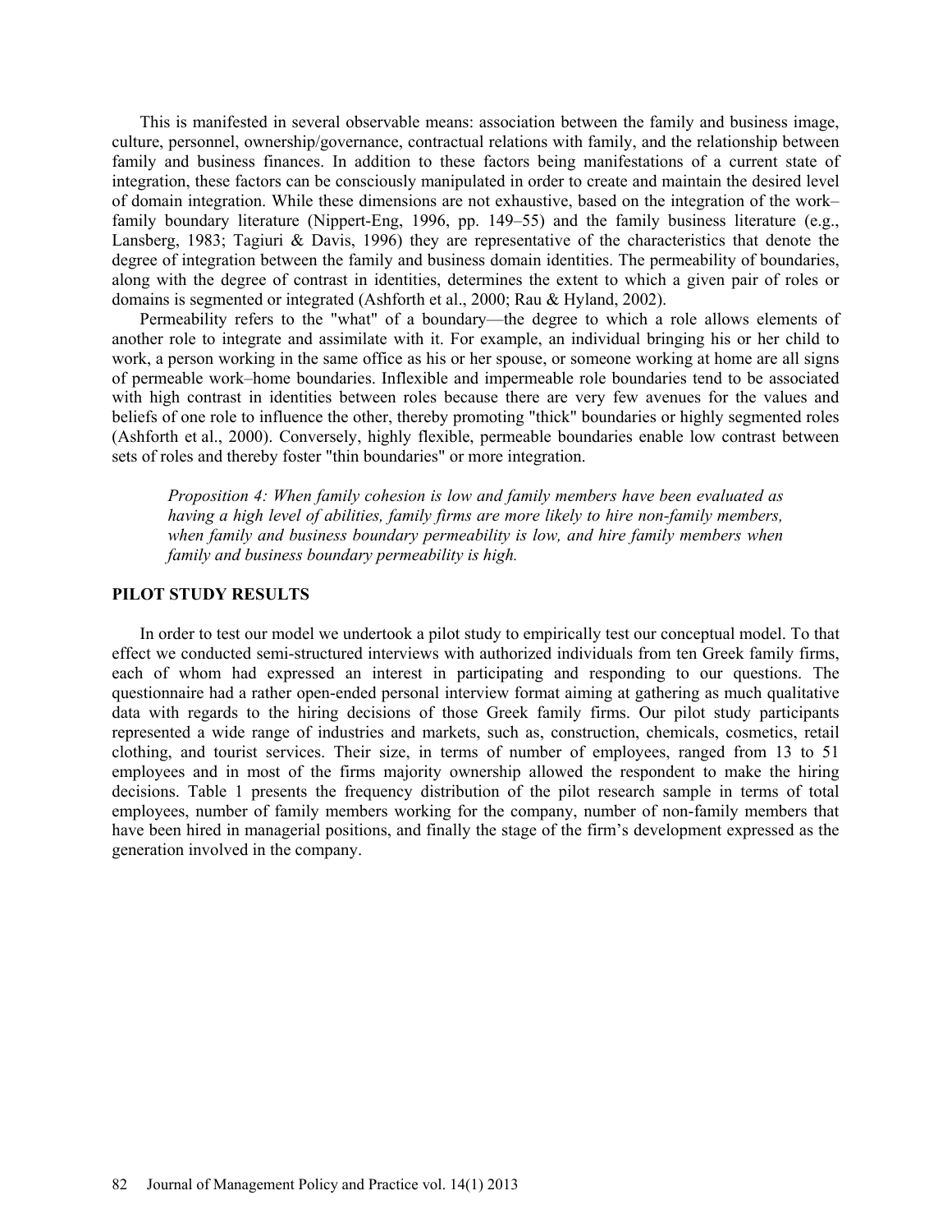This is manifested in several observable means: association between the family and business image, culture, personnel, ownership/governance, contractual relations with family, and the relationship between family and business finances. In addition to these factors being manifestations of a current state of integration, these factors can be consciously manipulated in order to create and maintain the desired level of domain integration. While these dimensions are not exhaustive, based on the integration of the work–family boundary literature (Nippert-Eng, 1996, pp. 149–55) and the family business literature (e.g., Lansberg, 1983; Tagiuri & Davis, 1996) they are representative of the characteristics that denote the degree of integration between the family and business domain identities. The permeability of boundaries, along with the degree of contrast in identities, determines the extent to which a given pair of roles or domains is segmented or integrated (Ashforth et al., 2000; Rau & Hyland, 2002).

Permeability refers to the "what" of a boundary—the degree to which a role allows elements of another role to integrate and assimilate with it. For example, an individual bringing his or her child to work, a person working in the same office as his or her spouse, or someone working at home are all signs of permeable work–home boundaries. Inflexible and impermeable role boundaries tend to be associated with high contrast in identities between roles because there are very few avenues for the values and beliefs of one role to influence the other, thereby promoting "thick" boundaries or highly segmented roles (Ashforth et al., 2000). Conversely, highly flexible, permeable boundaries enable low contrast between sets of roles and thereby foster "thin boundaries" or more integration.

> *Proposition 4: When family cohesion is low and family members have been evaluated as having a high level of abilities, family firms are more likely to hire non-family members, when family and business boundary permeability is low, and hire family members when family and business boundary permeability is high.*

## PILOT STUDY RESULTS

In order to test our model we undertook a pilot study to empirically test our conceptual model. To that effect we conducted semi-structured interviews with authorized individuals from ten Greek family firms, each of whom had expressed an interest in participating and responding to our questions. The questionnaire had a rather open-ended personal interview format aiming at gathering as much qualitative data with regards to the hiring decisions of those Greek family firms. Our pilot study participants represented a wide range of industries and markets, such as, construction, chemicals, cosmetics, retail clothing, and tourist services. Their size, in terms of number of employees, ranged from 13 to 51 employees and in most of the firms majority ownership allowed the respondent to make the hiring decisions. Table 1 presents the frequency distribution of the pilot research sample in terms of total employees, number of family members working for the company, number of non-family members that have been hired in managerial positions, and finally the stage of the firm's development expressed as the generation involved in the company.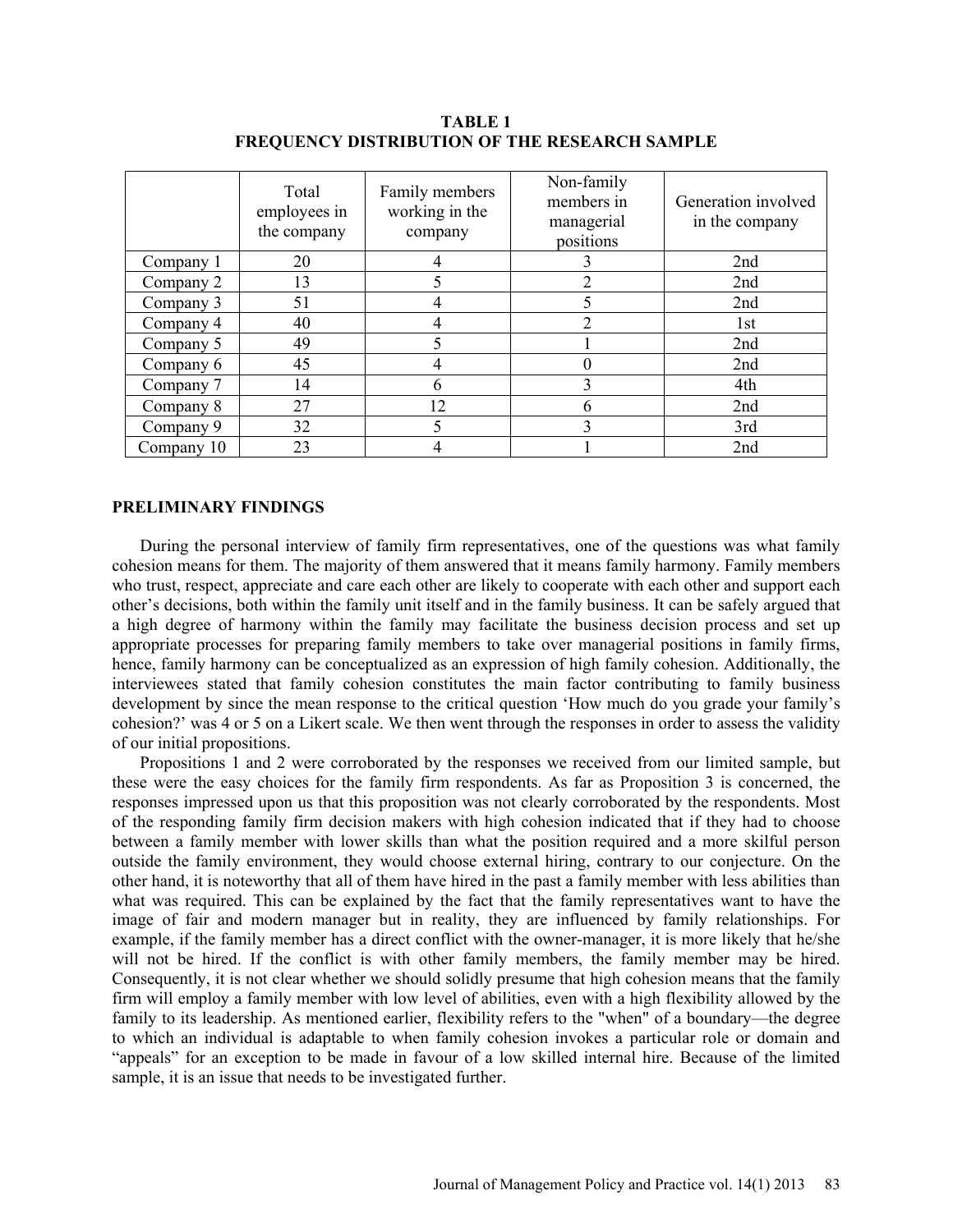**TABLE 1**
**FREQUENCY DISTRIBUTION OF THE RESEARCH SAMPLE**

| | Total employees in the company | Family members working in the company | Non-family members in managerial positions | Generation involved in the company |
|---|---|---|---|---|
| Company 1 | 20 | 4 | 3 | 2nd |
| Company 2 | 13 | 5 | 2 | 2nd |
| Company 3 | 51 | 4 | 5 | 2nd |
| Company 4 | 40 | 4 | 2 | 1st |
| Company 5 | 49 | 5 | 1 | 2nd |
| Company 6 | 45 | 4 | 0 | 2nd |
| Company 7 | 14 | 6 | 3 | 4th |
| Company 8 | 27 | 12 | 6 | 2nd |
| Company 9 | 32 | 5 | 3 | 3rd |
| Company 10 | 23 | 4 | 1 | 2nd |

## PRELIMINARY FINDINGS

During the personal interview of family firm representatives, one of the questions was what family cohesion means for them. The majority of them answered that it means family harmony. Family members who trust, respect, appreciate and care each other are likely to cooperate with each other and support each other's decisions, both within the family unit itself and in the family business. It can be safely argued that a high degree of harmony within the family may facilitate the business decision process and set up appropriate processes for preparing family members to take over managerial positions in family firms, hence, family harmony can be conceptualized as an expression of high family cohesion. Additionally, the interviewees stated that family cohesion constitutes the main factor contributing to family business development by since the mean response to the critical question 'How much do you grade your family's cohesion?' was 4 or 5 on a Likert scale. We then went through the responses in order to assess the validity of our initial propositions.

Propositions 1 and 2 were corroborated by the responses we received from our limited sample, but these were the easy choices for the family firm respondents. As far as Proposition 3 is concerned, the responses impressed upon us that this proposition was not clearly corroborated by the respondents. Most of the responding family firm decision makers with high cohesion indicated that if they had to choose between a family member with lower skills than what the position required and a more skilful person outside the family environment, they would choose external hiring, contrary to our conjecture. On the other hand, it is noteworthy that all of them have hired in the past a family member with less abilities than what was required. This can be explained by the fact that the family representatives want to have the image of fair and modern manager but in reality, they are influenced by family relationships. For example, if the family member has a direct conflict with the owner-manager, it is more likely that he/she will not be hired. If the conflict is with other family members, the family member may be hired. Consequently, it is not clear whether we should solidly presume that high cohesion means that the family firm will employ a family member with low level of abilities, even with a high flexibility allowed by the family to its leadership. As mentioned earlier, flexibility refers to the "when" of a boundary—the degree to which an individual is adaptable to when family cohesion invokes a particular role or domain and "appeals" for an exception to be made in favour of a low skilled internal hire. Because of the limited sample, it is an issue that needs to be investigated further.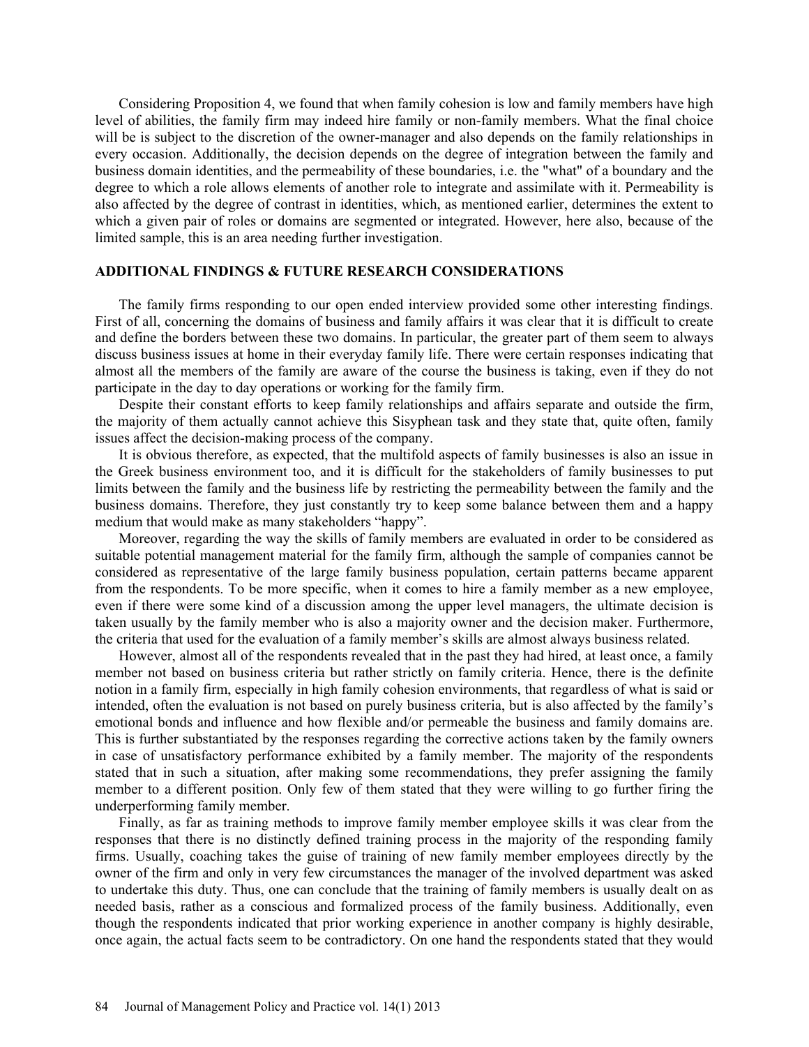Considering Proposition 4, we found that when family cohesion is low and family members have high level of abilities, the family firm may indeed hire family or non-family members. What the final choice will be is subject to the discretion of the owner-manager and also depends on the family relationships in every occasion. Additionally, the decision depends on the degree of integration between the family and business domain identities, and the permeability of these boundaries, i.e. the "what" of a boundary and the degree to which a role allows elements of another role to integrate and assimilate with it. Permeability is also affected by the degree of contrast in identities, which, as mentioned earlier, determines the extent to which a given pair of roles or domains are segmented or integrated. However, here also, because of the limited sample, this is an area needing further investigation.

## ADDITIONAL FINDINGS & FUTURE RESEARCH CONSIDERATIONS

The family firms responding to our open ended interview provided some other interesting findings. First of all, concerning the domains of business and family affairs it was clear that it is difficult to create and define the borders between these two domains. In particular, the greater part of them seem to always discuss business issues at home in their everyday family life. There were certain responses indicating that almost all the members of the family are aware of the course the business is taking, even if they do not participate in the day to day operations or working for the family firm.

Despite their constant efforts to keep family relationships and affairs separate and outside the firm, the majority of them actually cannot achieve this Sisyphean task and they state that, quite often, family issues affect the decision-making process of the company.

It is obvious therefore, as expected, that the multifold aspects of family businesses is also an issue in the Greek business environment too, and it is difficult for the stakeholders of family businesses to put limits between the family and the business life by restricting the permeability between the family and the business domains. Therefore, they just constantly try to keep some balance between them and a happy medium that would make as many stakeholders "happy".

Moreover, regarding the way the skills of family members are evaluated in order to be considered as suitable potential management material for the family firm, although the sample of companies cannot be considered as representative of the large family business population, certain patterns became apparent from the respondents. To be more specific, when it comes to hire a family member as a new employee, even if there were some kind of a discussion among the upper level managers, the ultimate decision is taken usually by the family member who is also a majority owner and the decision maker. Furthermore, the criteria that used for the evaluation of a family member's skills are almost always business related.

However, almost all of the respondents revealed that in the past they had hired, at least once, a family member not based on business criteria but rather strictly on family criteria. Hence, there is the definite notion in a family firm, especially in high family cohesion environments, that regardless of what is said or intended, often the evaluation is not based on purely business criteria, but is also affected by the family's emotional bonds and influence and how flexible and/or permeable the business and family domains are. This is further substantiated by the responses regarding the corrective actions taken by the family owners in case of unsatisfactory performance exhibited by a family member. The majority of the respondents stated that in such a situation, after making some recommendations, they prefer assigning the family member to a different position. Only few of them stated that they were willing to go further firing the underperforming family member.

Finally, as far as training methods to improve family member employee skills it was clear from the responses that there is no distinctly defined training process in the majority of the responding family firms. Usually, coaching takes the guise of training of new family member employees directly by the owner of the firm and only in very few circumstances the manager of the involved department was asked to undertake this duty. Thus, one can conclude that the training of family members is usually dealt on as needed basis, rather as a conscious and formalized process of the family business. Additionally, even though the respondents indicated that prior working experience in another company is highly desirable, once again, the actual facts seem to be contradictory. On one hand the respondents stated that they would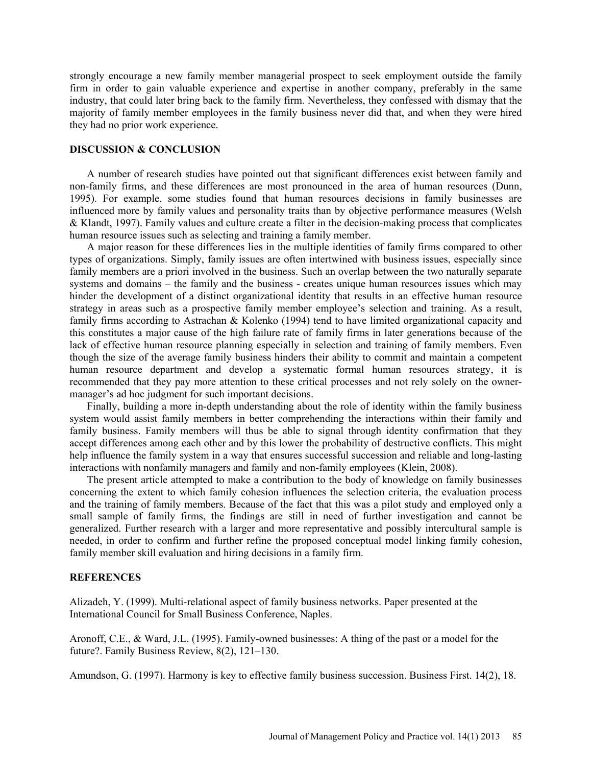strongly encourage a new family member managerial prospect to seek employment outside the family firm in order to gain valuable experience and expertise in another company, preferably in the same industry, that could later bring back to the family firm. Nevertheless, they confessed with dismay that the majority of family member employees in the family business never did that, and when they were hired they had no prior work experience.

## DISCUSSION & CONCLUSION

A number of research studies have pointed out that significant differences exist between family and non-family firms, and these differences are most pronounced in the area of human resources (Dunn, 1995). For example, some studies found that human resources decisions in family businesses are influenced more by family values and personality traits than by objective performance measures (Welsh & Klandt, 1997). Family values and culture create a filter in the decision-making process that complicates human resource issues such as selecting and training a family member.

A major reason for these differences lies in the multiple identities of family firms compared to other types of organizations. Simply, family issues are often intertwined with business issues, especially since family members are a priori involved in the business. Such an overlap between the two naturally separate systems and domains – the family and the business - creates unique human resources issues which may hinder the development of a distinct organizational identity that results in an effective human resource strategy in areas such as a prospective family member employee's selection and training. As a result, family firms according to Astrachan & Kolenko (1994) tend to have limited organizational capacity and this constitutes a major cause of the high failure rate of family firms in later generations because of the lack of effective human resource planning especially in selection and training of family members. Even though the size of the average family business hinders their ability to commit and maintain a competent human resource department and develop a systematic formal human resources strategy, it is recommended that they pay more attention to these critical processes and not rely solely on the owner-manager's ad hoc judgment for such important decisions.

Finally, building a more in-depth understanding about the role of identity within the family business system would assist family members in better comprehending the interactions within their family and family business. Family members will thus be able to signal through identity confirmation that they accept differences among each other and by this lower the probability of destructive conflicts. This might help influence the family system in a way that ensures successful succession and reliable and long-lasting interactions with nonfamily managers and family and non-family employees (Klein, 2008).

The present article attempted to make a contribution to the body of knowledge on family businesses concerning the extent to which family cohesion influences the selection criteria, the evaluation process and the training of family members. Because of the fact that this was a pilot study and employed only a small sample of family firms, the findings are still in need of further investigation and cannot be generalized. Further research with a larger and more representative and possibly intercultural sample is needed, in order to confirm and further refine the proposed conceptual model linking family cohesion, family member skill evaluation and hiring decisions in a family firm.

## REFERENCES

Alizadeh, Y. (1999). Multi-relational aspect of family business networks. Paper presented at the International Council for Small Business Conference, Naples.

Aronoff, C.E., & Ward, J.L. (1995). Family-owned businesses: A thing of the past or a model for the future?. Family Business Review, 8(2), 121–130.

Amundson, G. (1997). Harmony is key to effective family business succession. Business First. 14(2), 18.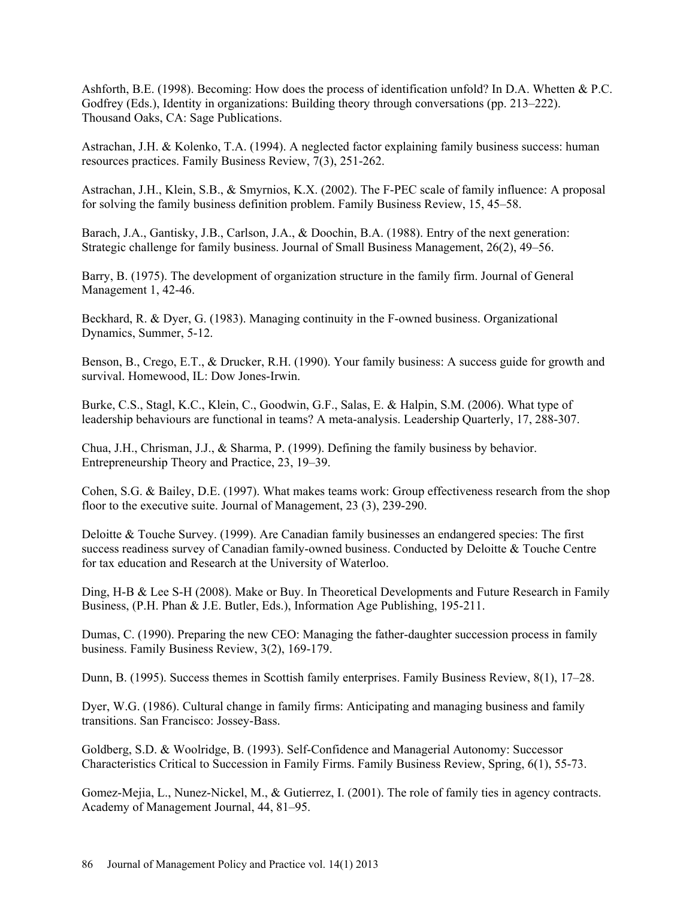Ashforth, B.E. (1998). Becoming: How does the process of identification unfold? In D.A. Whetten & P.C. Godfrey (Eds.), Identity in organizations: Building theory through conversations (pp. 213–222). Thousand Oaks, CA: Sage Publications.

Astrachan, J.H. & Kolenko, T.A. (1994). A neglected factor explaining family business success: human resources practices. Family Business Review, 7(3), 251-262.

Astrachan, J.H., Klein, S.B., & Smyrnios, K.X. (2002). The F-PEC scale of family influence: A proposal for solving the family business definition problem. Family Business Review, 15, 45–58.

Barach, J.A., Gantisky, J.B., Carlson, J.A., & Doochin, B.A. (1988). Entry of the next generation: Strategic challenge for family business. Journal of Small Business Management, 26(2), 49–56.

Barry, B. (1975). The development of organization structure in the family firm. Journal of General Management 1, 42-46.

Beckhard, R. & Dyer, G. (1983). Managing continuity in the F-owned business. Organizational Dynamics, Summer, 5-12.

Benson, B., Crego, E.T., & Drucker, R.H. (1990). Your family business: A success guide for growth and survival. Homewood, IL: Dow Jones-Irwin.

Burke, C.S., Stagl, K.C., Klein, C., Goodwin, G.F., Salas, E. & Halpin, S.M. (2006). What type of leadership behaviours are functional in teams? A meta-analysis. Leadership Quarterly, 17, 288-307.

Chua, J.H., Chrisman, J.J., & Sharma, P. (1999). Defining the family business by behavior. Entrepreneurship Theory and Practice, 23, 19–39.

Cohen, S.G. & Bailey, D.E. (1997). What makes teams work: Group effectiveness research from the shop floor to the executive suite. Journal of Management, 23 (3), 239-290.

Deloitte & Touche Survey. (1999). Are Canadian family businesses an endangered species: The first success readiness survey of Canadian family-owned business. Conducted by Deloitte & Touche Centre for tax education and Research at the University of Waterloo.

Ding, H-B & Lee S-H (2008). Make or Buy. In Theoretical Developments and Future Research in Family Business, (P.H. Phan & J.E. Butler, Eds.), Information Age Publishing, 195-211.

Dumas, C. (1990). Preparing the new CEO: Managing the father-daughter succession process in family business. Family Business Review, 3(2), 169-179.

Dunn, B. (1995). Success themes in Scottish family enterprises. Family Business Review, 8(1), 17–28.

Dyer, W.G. (1986). Cultural change in family firms: Anticipating and managing business and family transitions. San Francisco: Jossey-Bass.

Goldberg, S.D. & Woolridge, B. (1993). Self-Confidence and Managerial Autonomy: Successor Characteristics Critical to Succession in Family Firms. Family Business Review, Spring, 6(1), 55-73.

Gomez-Mejia, L., Nunez-Nickel, M., & Gutierrez, I. (2001). The role of family ties in agency contracts. Academy of Management Journal, 44, 81–95.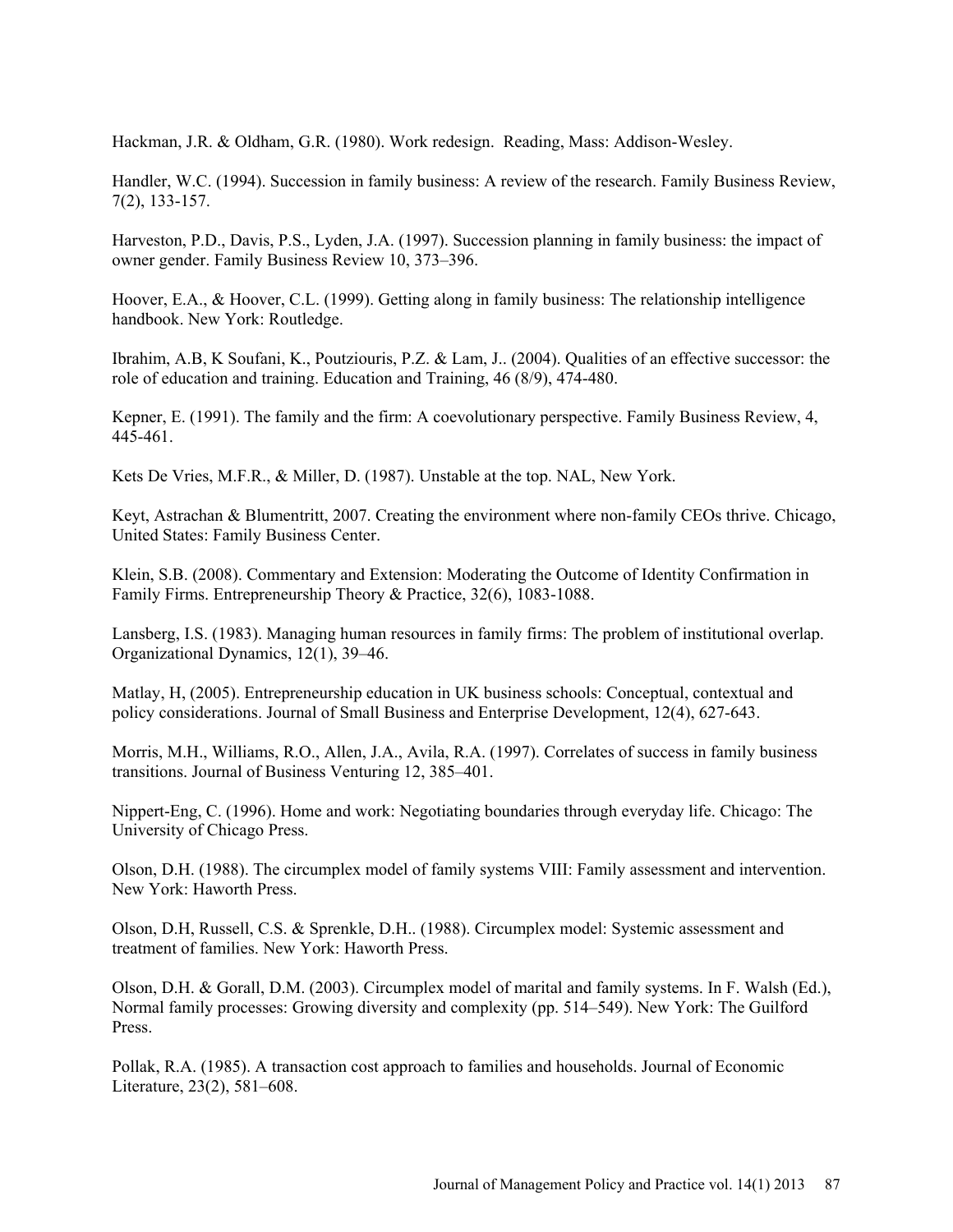Hackman, J.R. & Oldham, G.R. (1980). Work redesign. Reading, Mass: Addison-Wesley.

Handler, W.C. (1994). Succession in family business: A review of the research. Family Business Review, 7(2), 133-157.

Harveston, P.D., Davis, P.S., Lyden, J.A. (1997). Succession planning in family business: the impact of owner gender. Family Business Review 10, 373–396.

Hoover, E.A., & Hoover, C.L. (1999). Getting along in family business: The relationship intelligence handbook. New York: Routledge.

Ibrahim, A.B, K Soufani, K., Poutziouris, P.Z. & Lam, J.. (2004). Qualities of an effective successor: the role of education and training. Education and Training, 46 (8/9), 474-480.

Kepner, E. (1991). The family and the firm: A coevolutionary perspective. Family Business Review, 4, 445-461.

Kets De Vries, M.F.R., & Miller, D. (1987). Unstable at the top. NAL, New York.

Keyt, Astrachan & Blumentritt, 2007. Creating the environment where non-family CEOs thrive. Chicago, United States: Family Business Center.

Klein, S.B. (2008). Commentary and Extension: Moderating the Outcome of Identity Confirmation in Family Firms. Entrepreneurship Theory & Practice, 32(6), 1083-1088.

Lansberg, I.S. (1983). Managing human resources in family firms: The problem of institutional overlap. Organizational Dynamics, 12(1), 39–46.

Matlay, H, (2005). Entrepreneurship education in UK business schools: Conceptual, contextual and policy considerations. Journal of Small Business and Enterprise Development, 12(4), 627-643.

Morris, M.H., Williams, R.O., Allen, J.A., Avila, R.A. (1997). Correlates of success in family business transitions. Journal of Business Venturing 12, 385–401.

Nippert-Eng, C. (1996). Home and work: Negotiating boundaries through everyday life. Chicago: The University of Chicago Press.

Olson, D.H. (1988). The circumplex model of family systems VIII: Family assessment and intervention. New York: Haworth Press.

Olson, D.H, Russell, C.S. & Sprenkle, D.H.. (1988). Circumplex model: Systemic assessment and treatment of families. New York: Haworth Press.

Olson, D.H. & Gorall, D.M. (2003). Circumplex model of marital and family systems. In F. Walsh (Ed.), Normal family processes: Growing diversity and complexity (pp. 514–549). New York: The Guilford Press.

Pollak, R.A. (1985). A transaction cost approach to families and households. Journal of Economic Literature, 23(2), 581–608.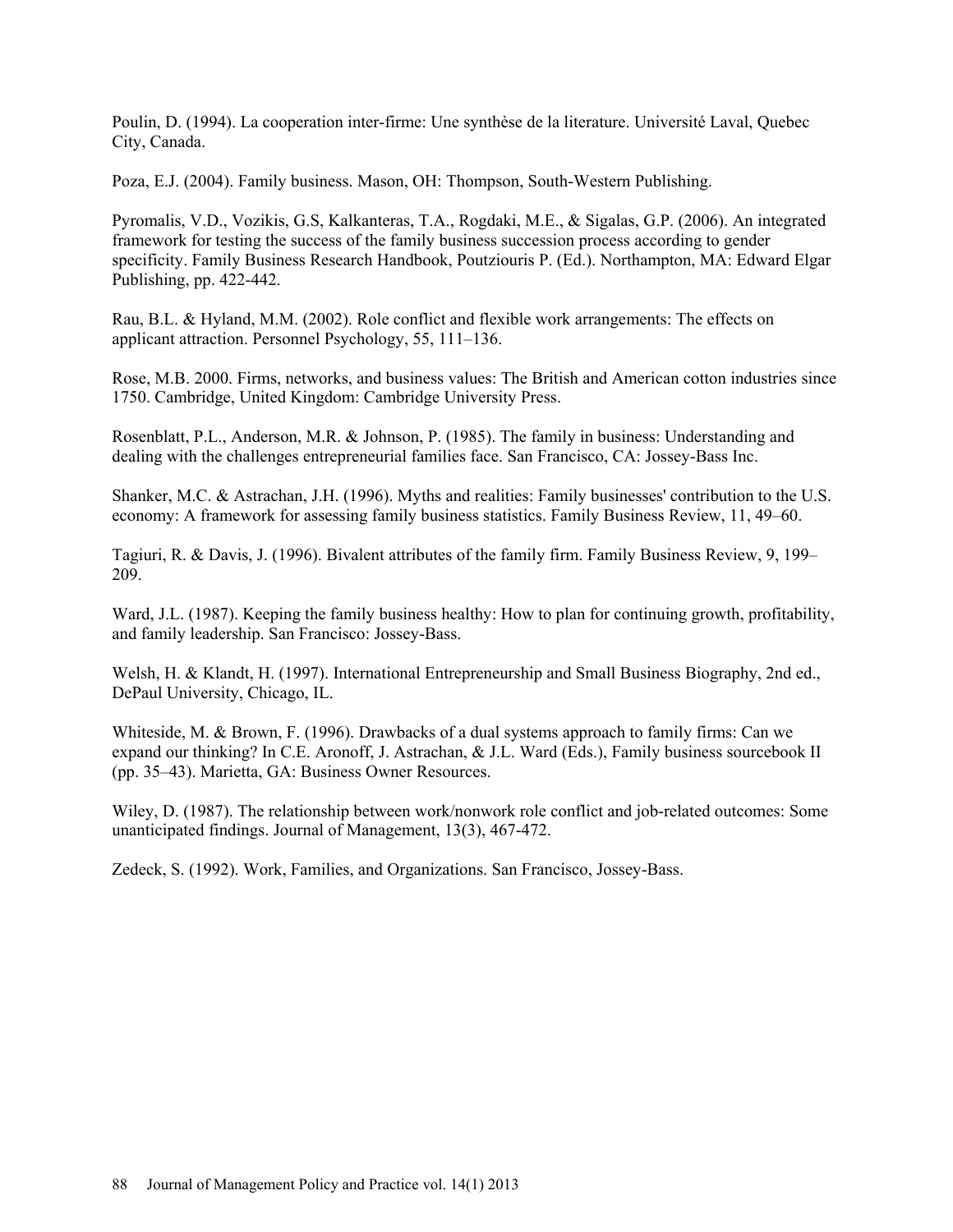Poulin, D. (1994). La cooperation inter-firme: Une synthèse de la literature. Université Laval, Quebec City, Canada.

Poza, E.J. (2004). Family business. Mason, OH: Thompson, South-Western Publishing.

Pyromalis, V.D., Vozikis, G.S, Kalkanteras, T.A., Rogdaki, M.E., & Sigalas, G.P. (2006). An integrated framework for testing the success of the family business succession process according to gender specificity. Family Business Research Handbook, Poutziouris P. (Ed.). Northampton, MA: Edward Elgar Publishing, pp. 422-442.

Rau, B.L. & Hyland, M.M. (2002). Role conflict and flexible work arrangements: The effects on applicant attraction. Personnel Psychology, 55, 111–136.

Rose, M.B. 2000. Firms, networks, and business values: The British and American cotton industries since 1750. Cambridge, United Kingdom: Cambridge University Press.

Rosenblatt, P.L., Anderson, M.R. & Johnson, P. (1985). The family in business: Understanding and dealing with the challenges entrepreneurial families face. San Francisco, CA: Jossey-Bass Inc.

Shanker, M.C. & Astrachan, J.H. (1996). Myths and realities: Family businesses' contribution to the U.S. economy: A framework for assessing family business statistics. Family Business Review, 11, 49–60.

Tagiuri, R. & Davis, J. (1996). Bivalent attributes of the family firm. Family Business Review, 9, 199–209.

Ward, J.L. (1987). Keeping the family business healthy: How to plan for continuing growth, profitability, and family leadership. San Francisco: Jossey-Bass.

Welsh, H. & Klandt, H. (1997). International Entrepreneurship and Small Business Biography, 2nd ed., DePaul University, Chicago, IL.

Whiteside, M. & Brown, F. (1996). Drawbacks of a dual systems approach to family firms: Can we expand our thinking? In C.E. Aronoff, J. Astrachan, & J.L. Ward (Eds.), Family business sourcebook II (pp. 35–43). Marietta, GA: Business Owner Resources.

Wiley, D. (1987). The relationship between work/nonwork role conflict and job-related outcomes: Some unanticipated findings. Journal of Management, 13(3), 467-472.

Zedeck, S. (1992). Work, Families, and Organizations. San Francisco, Jossey-Bass.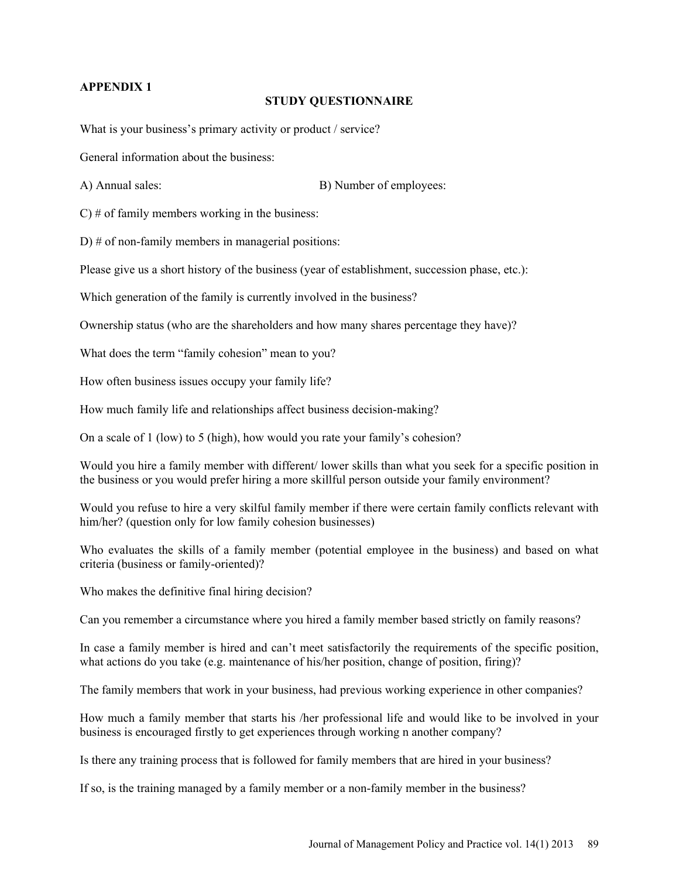**APPENDIX 1**

**STUDY QUESTIONNAIRE**

What is your business's primary activity or product / service?

General information about the business:

A) Annual sales: B) Number of employees:

C) # of family members working in the business:

D) # of non-family members in managerial positions:

Please give us a short history of the business (year of establishment, succession phase, etc.):

Which generation of the family is currently involved in the business?

Ownership status (who are the shareholders and how many shares percentage they have)?

What does the term "family cohesion" mean to you?

How often business issues occupy your family life?

How much family life and relationships affect business decision-making?

On a scale of 1 (low) to 5 (high), how would you rate your family's cohesion?

Would you hire a family member with different/ lower skills than what you seek for a specific position in the business or you would prefer hiring a more skillful person outside your family environment?

Would you refuse to hire a very skilful family member if there were certain family conflicts relevant with him/her? (question only for low family cohesion businesses)

Who evaluates the skills of a family member (potential employee in the business) and based on what criteria (business or family-oriented)?

Who makes the definitive final hiring decision?

Can you remember a circumstance where you hired a family member based strictly on family reasons?

In case a family member is hired and can't meet satisfactorily the requirements of the specific position, what actions do you take (e.g. maintenance of his/her position, change of position, firing)?

The family members that work in your business, had previous working experience in other companies?

How much a family member that starts his /her professional life and would like to be involved in your business is encouraged firstly to get experiences through working n another company?

Is there any training process that is followed for family members that are hired in your business?

If so, is the training managed by a family member or a non-family member in the business?